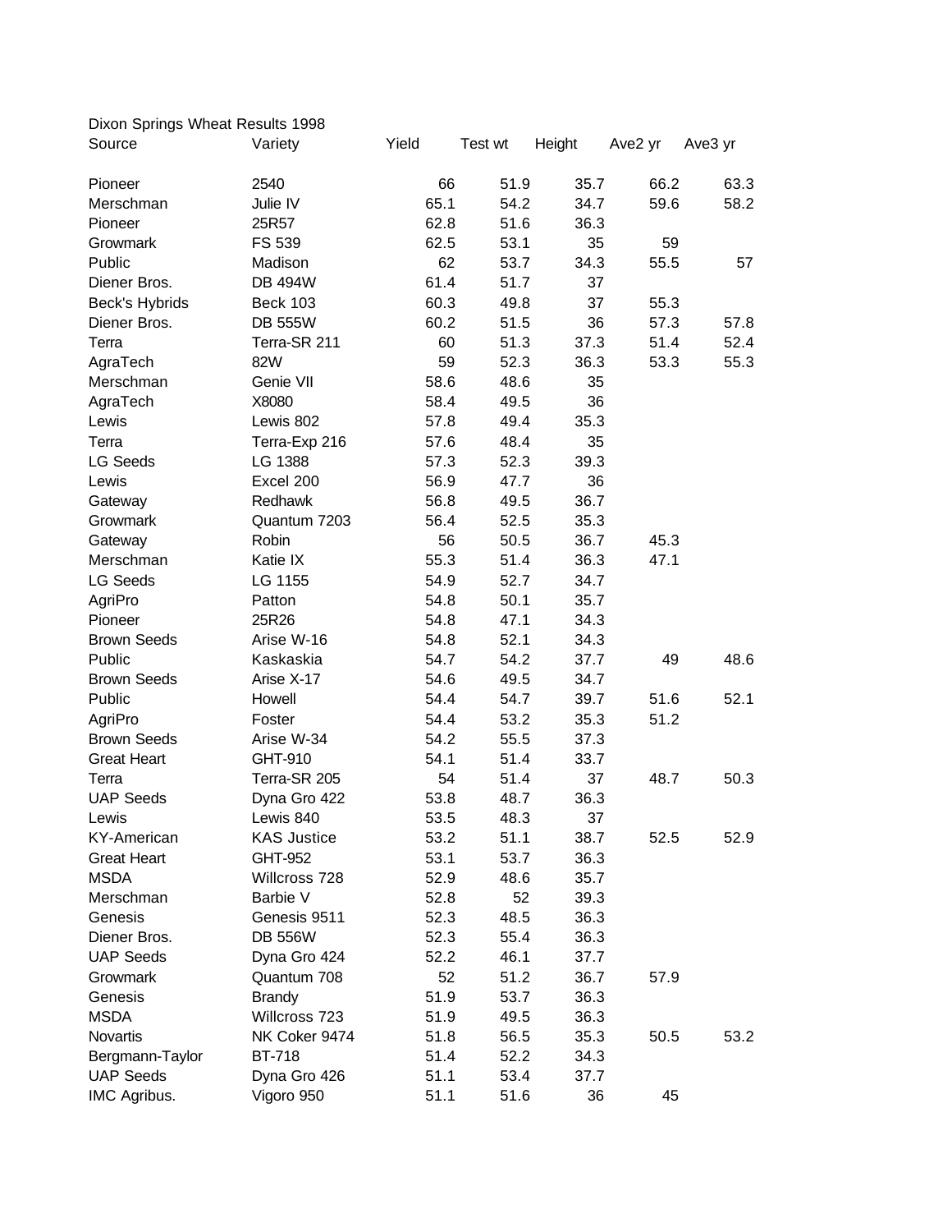Dixon Springs Wheat Results 1998

| Source | Variety | Yield | Test wt | Height | Ave2 yr | Ave3 yr |
|---|---|---|---|---|---|---|
| Pioneer | 2540 | 66 | 51.9 | 35.7 | 66.2 | 63.3 |
| Merschman | Julie IV | 65.1 | 54.2 | 34.7 | 59.6 | 58.2 |
| Pioneer | 25R57 | 62.8 | 51.6 | 36.3 | | |
| Growmark | FS 539 | 62.5 | 53.1 | 35 | 59 | |
| Public | Madison | 62 | 53.7 | 34.3 | 55.5 | 57 |
| Diener Bros. | DB 494W | 61.4 | 51.7 | 37 | | |
| Beck's Hybrids | Beck 103 | 60.3 | 49.8 | 37 | 55.3 | |
| Diener Bros. | DB 555W | 60.2 | 51.5 | 36 | 57.3 | 57.8 |
| Terra | Terra-SR 211 | 60 | 51.3 | 37.3 | 51.4 | 52.4 |
| AgraTech | 82W | 59 | 52.3 | 36.3 | 53.3 | 55.3 |
| Merschman | Genie VII | 58.6 | 48.6 | 35 | | |
| AgraTech | X8080 | 58.4 | 49.5 | 36 | | |
| Lewis | Lewis 802 | 57.8 | 49.4 | 35.3 | | |
| Terra | Terra-Exp 216 | 57.6 | 48.4 | 35 | | |
| LG Seeds | LG 1388 | 57.3 | 52.3 | 39.3 | | |
| Lewis | Excel 200 | 56.9 | 47.7 | 36 | | |
| Gateway | Redhawk | 56.8 | 49.5 | 36.7 | | |
| Growmark | Quantum 7203 | 56.4 | 52.5 | 35.3 | | |
| Gateway | Robin | 56 | 50.5 | 36.7 | 45.3 | |
| Merschman | Katie IX | 55.3 | 51.4 | 36.3 | 47.1 | |
| LG Seeds | LG 1155 | 54.9 | 52.7 | 34.7 | | |
| AgriPro | Patton | 54.8 | 50.1 | 35.7 | | |
| Pioneer | 25R26 | 54.8 | 47.1 | 34.3 | | |
| Brown Seeds | Arise W-16 | 54.8 | 52.1 | 34.3 | | |
| Public | Kaskaskia | 54.7 | 54.2 | 37.7 | 49 | 48.6 |
| Brown Seeds | Arise X-17 | 54.6 | 49.5 | 34.7 | | |
| Public | Howell | 54.4 | 54.7 | 39.7 | 51.6 | 52.1 |
| AgriPro | Foster | 54.4 | 53.2 | 35.3 | 51.2 | |
| Brown Seeds | Arise W-34 | 54.2 | 55.5 | 37.3 | | |
| Great Heart | GHT-910 | 54.1 | 51.4 | 33.7 | | |
| Terra | Terra-SR 205 | 54 | 51.4 | 37 | 48.7 | 50.3 |
| UAP Seeds | Dyna Gro 422 | 53.8 | 48.7 | 36.3 | | |
| Lewis | Lewis 840 | 53.5 | 48.3 | 37 | | |
| KY-American | KAS Justice | 53.2 | 51.1 | 38.7 | 52.5 | 52.9 |
| Great Heart | GHT-952 | 53.1 | 53.7 | 36.3 | | |
| MSDA | Willcross 728 | 52.9 | 48.6 | 35.7 | | |
| Merschman | Barbie V | 52.8 | 52 | 39.3 | | |
| Genesis | Genesis 9511 | 52.3 | 48.5 | 36.3 | | |
| Diener Bros. | DB 556W | 52.3 | 55.4 | 36.3 | | |
| UAP Seeds | Dyna Gro 424 | 52.2 | 46.1 | 37.7 | | |
| Growmark | Quantum 708 | 52 | 51.2 | 36.7 | 57.9 | |
| Genesis | Brandy | 51.9 | 53.7 | 36.3 | | |
| MSDA | Willcross 723 | 51.9 | 49.5 | 36.3 | | |
| Novartis | NK Coker 9474 | 51.8 | 56.5 | 35.3 | 50.5 | 53.2 |
| Bergmann-Taylor | BT-718 | 51.4 | 52.2 | 34.3 | | |
| UAP Seeds | Dyna Gro 426 | 51.1 | 53.4 | 37.7 | | |
| IMC Agribus. | Vigoro 950 | 51.1 | 51.6 | 36 | 45 | |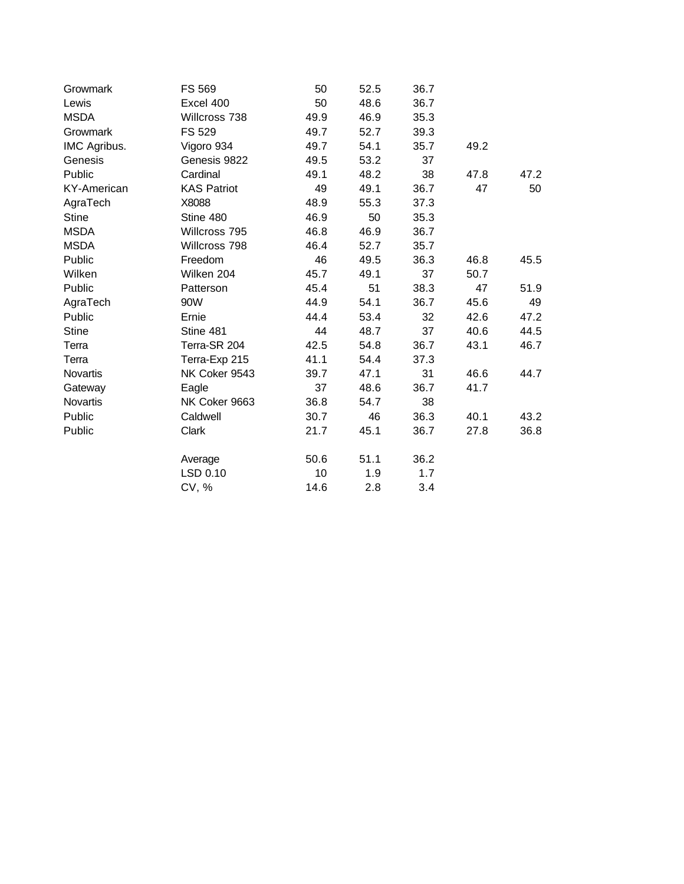| | | | | | | |
|---|---|---|---|---|---|---|
| Growmark | FS 569 | 50 | 52.5 | 36.7 | | |
| Lewis | Excel 400 | 50 | 48.6 | 36.7 | | |
| MSDA | Willcross 738 | 49.9 | 46.9 | 35.3 | | |
| Growmark | FS 529 | 49.7 | 52.7 | 39.3 | | |
| IMC Agribus. | Vigoro 934 | 49.7 | 54.1 | 35.7 | 49.2 | |
| Genesis | Genesis 9822 | 49.5 | 53.2 | 37 | | |
| Public | Cardinal | 49.1 | 48.2 | 38 | 47.8 | 47.2 |
| KY-American | KAS Patriot | 49 | 49.1 | 36.7 | 47 | 50 |
| AgraTech | X8088 | 48.9 | 55.3 | 37.3 | | |
| Stine | Stine 480 | 46.9 | 50 | 35.3 | | |
| MSDA | Willcross 795 | 46.8 | 46.9 | 36.7 | | |
| MSDA | Willcross 798 | 46.4 | 52.7 | 35.7 | | |
| Public | Freedom | 46 | 49.5 | 36.3 | 46.8 | 45.5 |
| Wilken | Wilken 204 | 45.7 | 49.1 | 37 | 50.7 | |
| Public | Patterson | 45.4 | 51 | 38.3 | 47 | 51.9 |
| AgraTech | 90W | 44.9 | 54.1 | 36.7 | 45.6 | 49 |
| Public | Ernie | 44.4 | 53.4 | 32 | 42.6 | 47.2 |
| Stine | Stine 481 | 44 | 48.7 | 37 | 40.6 | 44.5 |
| Terra | Terra-SR 204 | 42.5 | 54.8 | 36.7 | 43.1 | 46.7 |
| Terra | Terra-Exp 215 | 41.1 | 54.4 | 37.3 | | |
| Novartis | NK Coker 9543 | 39.7 | 47.1 | 31 | 46.6 | 44.7 |
| Gateway | Eagle | 37 | 48.6 | 36.7 | 41.7 | |
| Novartis | NK Coker 9663 | 36.8 | 54.7 | 38 | | |
| Public | Caldwell | 30.7 | 46 | 36.3 | 40.1 | 43.2 |
| Public | Clark | 21.7 | 45.1 | 36.7 | 27.8 | 36.8 |
| | Average | 50.6 | 51.1 | 36.2 | | |
| | LSD 0.10 | 10 | 1.9 | 1.7 | | |
| | CV, % | 14.6 | 2.8 | 3.4 | | |